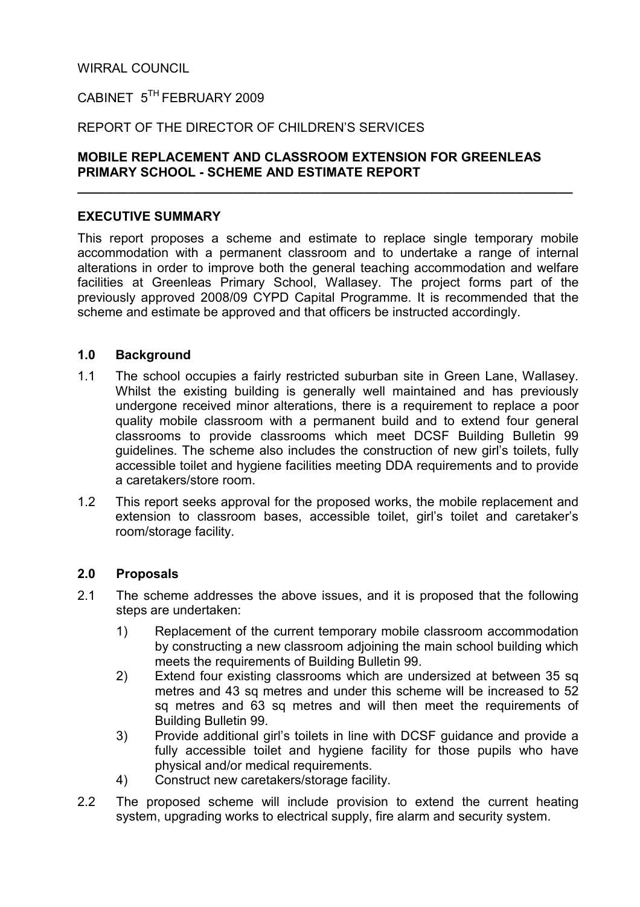WIRRAL COUNCIL

CABINET 5TH FEBRUARY 2009

REPORT OF THE DIRECTOR OF CHILDREN'S SERVICES

**MOBILE REPLACEMENT AND CLASSROOM EXTENSION FOR GREENLEAS PRIMARY SCHOOL - SCHEME AND ESTIMATE REPORT**

---

**EXECUTIVE SUMMARY**

This report proposes a scheme and estimate to replace single temporary mobile accommodation with a permanent classroom and to undertake a range of internal alterations in order to improve both the general teaching accommodation and welfare facilities at Greenleas Primary School, Wallasey. The project forms part of the previously approved 2008/09 CYPD Capital Programme. It is recommended that the scheme and estimate be approved and that officers be instructed accordingly.

## 1.0 Background

1.1 The school occupies a fairly restricted suburban site in Green Lane, Wallasey. Whilst the existing building is generally well maintained and has previously undergone received minor alterations, there is a requirement to replace a poor quality mobile classroom with a permanent build and to extend four general classrooms to provide classrooms which meet DCSF Building Bulletin 99 guidelines. The scheme also includes the construction of new girl's toilets, fully accessible toilet and hygiene facilities meeting DDA requirements and to provide a caretakers/store room.

1.2 This report seeks approval for the proposed works, the mobile replacement and extension to classroom bases, accessible toilet, girl's toilet and caretaker's room/storage facility.

## 2.0 Proposals

2.1 The scheme addresses the above issues, and it is proposed that the following steps are undertaken:

1) Replacement of the current temporary mobile classroom accommodation by constructing a new classroom adjoining the main school building which meets the requirements of Building Bulletin 99.
2) Extend four existing classrooms which are undersized at between 35 sq metres and 43 sq metres and under this scheme will be increased to 52 sq metres and 63 sq metres and will then meet the requirements of Building Bulletin 99.
3) Provide additional girl's toilets in line with DCSF guidance and provide a fully accessible toilet and hygiene facility for those pupils who have physical and/or medical requirements.
4) Construct new caretakers/storage facility.

2.2 The proposed scheme will include provision to extend the current heating system, upgrading works to electrical supply, fire alarm and security system.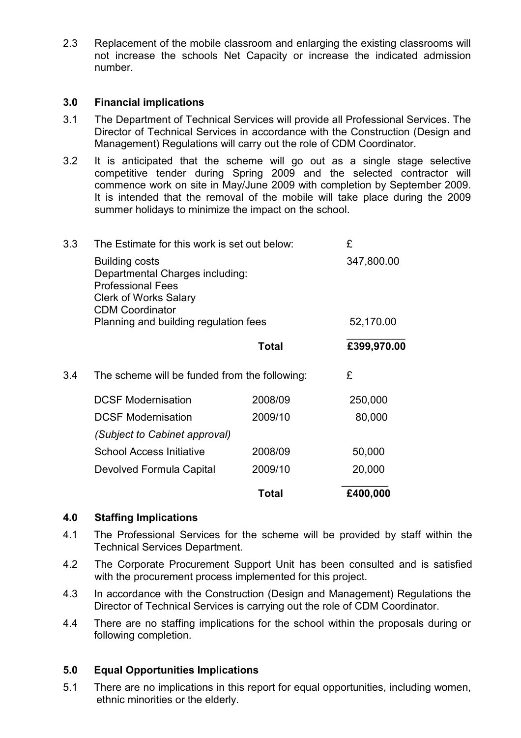2.3 Replacement of the mobile classroom and enlarging the existing classrooms will not increase the schools Net Capacity or increase the indicated admission number.

## 3.0 Financial implications

3.1 The Department of Technical Services will provide all Professional Services. The Director of Technical Services in accordance with the Construction (Design and Management) Regulations will carry out the role of CDM Coordinator.

3.2 It is anticipated that the scheme will go out as a single stage selective competitive tender during Spring 2009 and the selected contractor will commence work on site in May/June 2009 with completion by September 2009. It is intended that the removal of the mobile will take place during the 2009 summer holidays to minimize the impact on the school.

3.3 The Estimate for this work is set out below:

| | £ |
|---|---|
| Building costs | 347,800.00 |
| Departmental Charges including:<br>Professional Fees<br>Clerk of Works Salary<br>CDM Coordinator<br>Planning and building regulation fees | 52,170.00 |
| **Total** | **£399,970.00** |

3.4 The scheme will be funded from the following:

| | | £ |
|---|---|---|
| DCSF Modernisation | 2008/09 | 250,000 |
| DCSF Modernisation | 2009/10 | 80,000 |
| *(Subject to Cabinet approval)* | | |
| School Access Initiative | 2008/09 | 50,000 |
| Devolved Formula Capital | 2009/10 | 20,000 |
| | **Total** | **£400,000** |

## 4.0 Staffing Implications

4.1 The Professional Services for the scheme will be provided by staff within the Technical Services Department.

4.2 The Corporate Procurement Support Unit has been consulted and is satisfied with the procurement process implemented for this project.

4.3 In accordance with the Construction (Design and Management) Regulations the Director of Technical Services is carrying out the role of CDM Coordinator.

4.4 There are no staffing implications for the school within the proposals during or following completion.

## 5.0 Equal Opportunities Implications

5.1 There are no implications in this report for equal opportunities, including women, ethnic minorities or the elderly.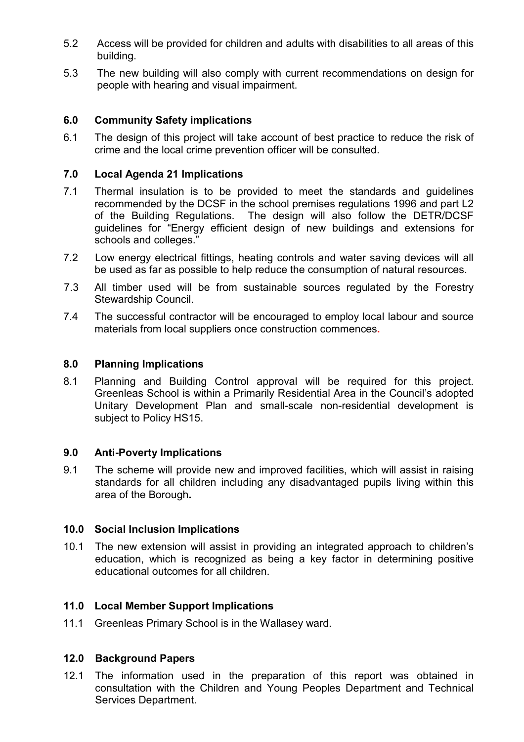5.2 Access will be provided for children and adults with disabilities to all areas of this building.

5.3 The new building will also comply with current recommendations on design for people with hearing and visual impairment.

## 6.0 Community Safety implications

6.1 The design of this project will take account of best practice to reduce the risk of crime and the local crime prevention officer will be consulted.

## 7.0 Local Agenda 21 Implications

7.1 Thermal insulation is to be provided to meet the standards and guidelines recommended by the DCSF in the school premises regulations 1996 and part L2 of the Building Regulations. The design will also follow the DETR/DCSF guidelines for "Energy efficient design of new buildings and extensions for schools and colleges."

7.2 Low energy electrical fittings, heating controls and water saving devices will all be used as far as possible to help reduce the consumption of natural resources.

7.3 All timber used will be from sustainable sources regulated by the Forestry Stewardship Council.

7.4 The successful contractor will be encouraged to employ local labour and source materials from local suppliers once construction commences.

## 8.0 Planning Implications

8.1 Planning and Building Control approval will be required for this project. Greenleas School is within a Primarily Residential Area in the Council's adopted Unitary Development Plan and small-scale non-residential development is subject to Policy HS15.

## 9.0 Anti-Poverty Implications

9.1 The scheme will provide new and improved facilities, which will assist in raising standards for all children including any disadvantaged pupils living within this area of the Borough.

## 10.0 Social Inclusion Implications

10.1 The new extension will assist in providing an integrated approach to children's education, which is recognized as being a key factor in determining positive educational outcomes for all children.

## 11.0 Local Member Support Implications

11.1 Greenleas Primary School is in the Wallasey ward.

## 12.0 Background Papers

12.1 The information used in the preparation of this report was obtained in consultation with the Children and Young Peoples Department and Technical Services Department.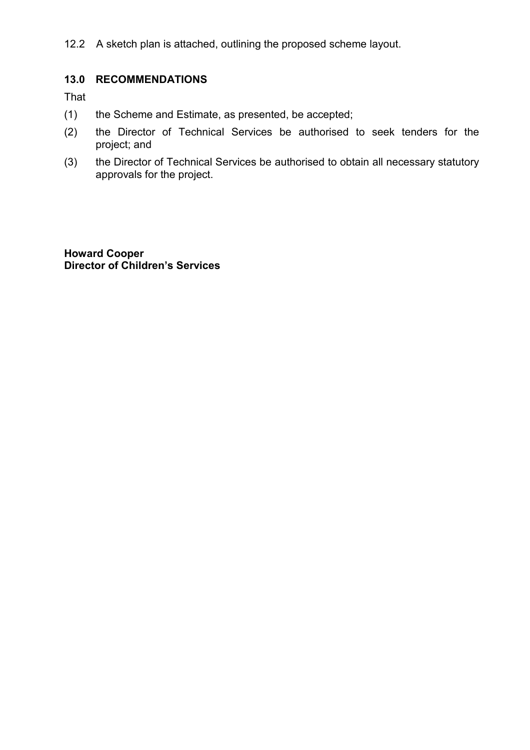12.2 A sketch plan is attached, outlining the proposed scheme layout.

## 13.0 RECOMMENDATIONS

That

(1) the Scheme and Estimate, as presented, be accepted;

(2) the Director of Technical Services be authorised to seek tenders for the project; and

(3) the Director of Technical Services be authorised to obtain all necessary statutory approvals for the project.

**Howard Cooper**
**Director of Children's Services**